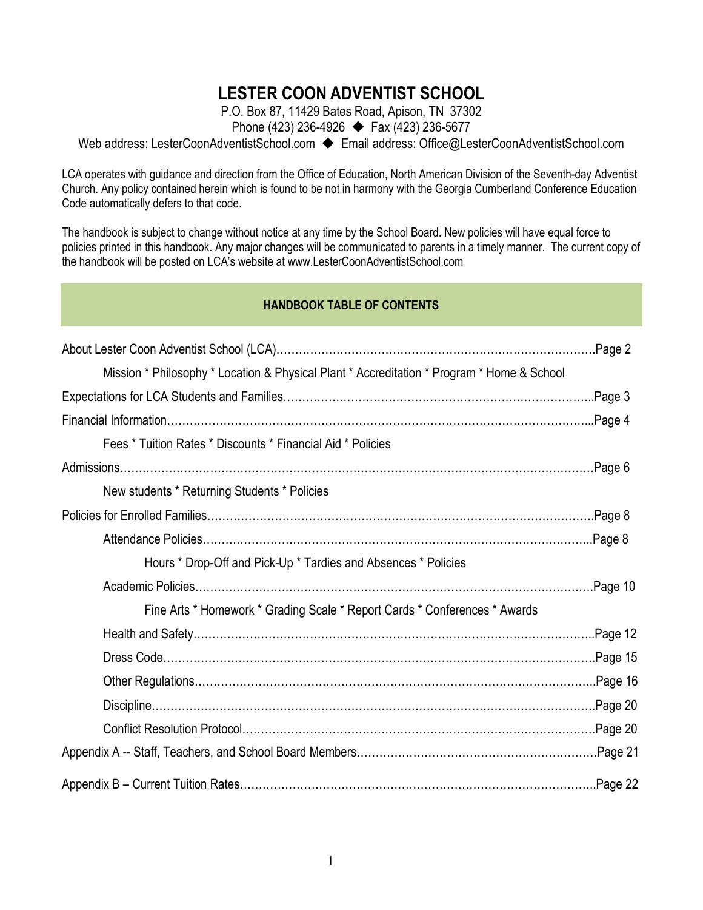# LESTER COON ADVENTIST SCHOOL

P.O. Box 87, 11429 Bates Road, Apison, TN 37302
Phone (423) 236-4926 ◆ Fax (423) 236-5677
Web address: LesterCoonAdventistSchool.com ◆ Email address: Office@LesterCoonAdventistSchool.com

LCA operates with guidance and direction from the Office of Education, North American Division of the Seventh-day Adventist Church. Any policy contained herein which is found to be not in harmony with the Georgia Cumberland Conference Education Code automatically defers to that code.

The handbook is subject to change without notice at any time by the School Board. New policies will have equal force to policies printed in this handbook. Any major changes will be communicated to parents in a timely manner. The current copy of the handbook will be posted on LCA's website at www.LesterCoonAdventistSchool.com

## HANDBOOK TABLE OF CONTENTS

About Lester Coon Adventist School (LCA)……………………………………………………………………….Page 2
- Mission * Philosophy * Location & Physical Plant * Accreditation * Program * Home & School

Expectations for LCA Students and Families……………………………………………………………………..Page 3

Financial Information………………………………………………………………………………………………...Page 4
- Fees * Tuition Rates * Discounts * Financial Aid * Policies

Admissions…………………………………………………………………………………………………………….Page 6
- New students * Returning Students * Policies

Policies for Enrolled Families……………………………………………………………………………………….Page 8
- Attendance Policies………………………………………………………………………………………..Page 8
  - Hours * Drop-Off and Pick-Up * Tardies and Absences * Policies
- Academic Policies………………………………………………………………………………………….Page 10
  - Fine Arts * Homework * Grading Scale * Report Cards * Conferences * Awards
- Health and Safety…………………………………………………………………………………………..Page 12
- Dress Code………………………………………………………………………………………………….Page 15
- Other Regulations…………………………………………………………………………………………..Page 16
- Discipline……………………………………………………………………………………………………..Page 20
- Conflict Resolution Protocol……………………………………………………………………………….Page 20

Appendix A -- Staff, Teachers, and School Board Members………………………………………………….Page 21

Appendix B – Current Tuition Rates………………………………………………………………………………..Page 22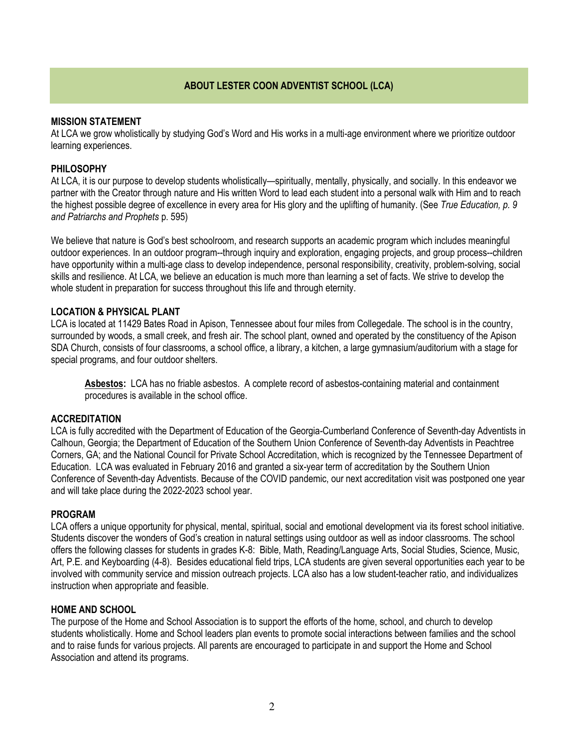## ABOUT LESTER COON ADVENTIST SCHOOL (LCA)

### MISSION STATEMENT

At LCA we grow wholistically by studying God's Word and His works in a multi-age environment where we prioritize outdoor learning experiences.

### PHILOSOPHY

At LCA, it is our purpose to develop students wholistically—spiritually, mentally, physically, and socially. In this endeavor we partner with the Creator through nature and His written Word to lead each student into a personal walk with Him and to reach the highest possible degree of excellence in every area for His glory and the uplifting of humanity. (See *True Education, p. 9 and Patriarchs and Prophets* p. 595)

We believe that nature is God's best schoolroom, and research supports an academic program which includes meaningful outdoor experiences. In an outdoor program--through inquiry and exploration, engaging projects, and group process--children have opportunity within a multi-age class to develop independence, personal responsibility, creativity, problem-solving, social skills and resilience. At LCA, we believe an education is much more than learning a set of facts. We strive to develop the whole student in preparation for success throughout this life and through eternity.

### LOCATION & PHYSICAL PLANT

LCA is located at 11429 Bates Road in Apison, Tennessee about four miles from Collegedale. The school is in the country, surrounded by woods, a small creek, and fresh air. The school plant, owned and operated by the constituency of the Apison SDA Church, consists of four classrooms, a school office, a library, a kitchen, a large gymnasium/auditorium with a stage for special programs, and four outdoor shelters.

**Asbestos:** LCA has no friable asbestos. A complete record of asbestos-containing material and containment procedures is available in the school office.

### ACCREDITATION

LCA is fully accredited with the Department of Education of the Georgia-Cumberland Conference of Seventh-day Adventists in Calhoun, Georgia; the Department of Education of the Southern Union Conference of Seventh-day Adventists in Peachtree Corners, GA; and the National Council for Private School Accreditation, which is recognized by the Tennessee Department of Education. LCA was evaluated in February 2016 and granted a six-year term of accreditation by the Southern Union Conference of Seventh-day Adventists. Because of the COVID pandemic, our next accreditation visit was postponed one year and will take place during the 2022-2023 school year.

### PROGRAM

LCA offers a unique opportunity for physical, mental, spiritual, social and emotional development via its forest school initiative. Students discover the wonders of God's creation in natural settings using outdoor as well as indoor classrooms. The school offers the following classes for students in grades K-8: Bible, Math, Reading/Language Arts, Social Studies, Science, Music, Art, P.E. and Keyboarding (4-8). Besides educational field trips, LCA students are given several opportunities each year to be involved with community service and mission outreach projects. LCA also has a low student-teacher ratio, and individualizes instruction when appropriate and feasible.

### HOME AND SCHOOL

The purpose of the Home and School Association is to support the efforts of the home, school, and church to develop students wholistically. Home and School leaders plan events to promote social interactions between families and the school and to raise funds for various projects. All parents are encouraged to participate in and support the Home and School Association and attend its programs.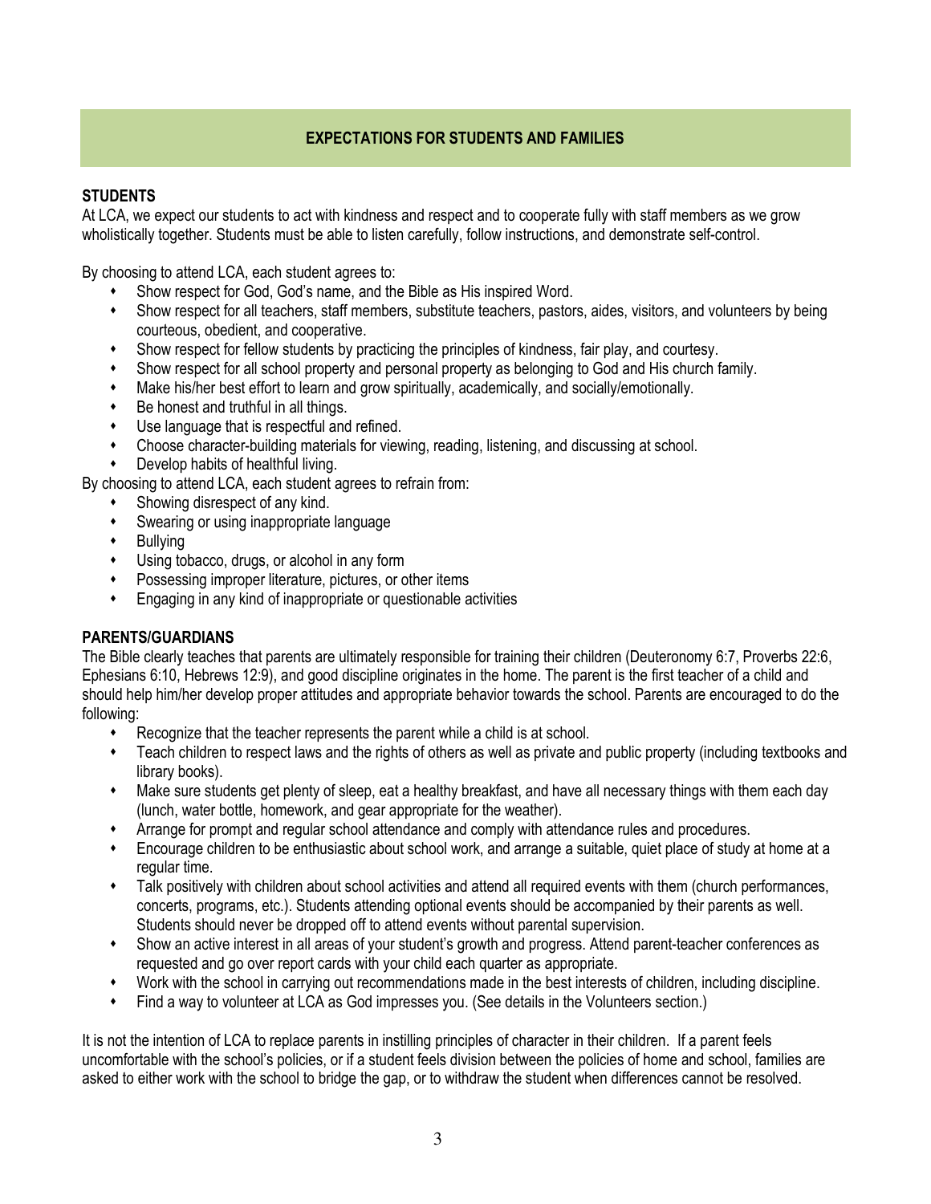# EXPECTATIONS FOR STUDENTS AND FAMILIES

## STUDENTS

At LCA, we expect our students to act with kindness and respect and to cooperate fully with staff members as we grow wholistically together. Students must be able to listen carefully, follow instructions, and demonstrate self-control.

By choosing to attend LCA, each student agrees to:

- Show respect for God, God's name, and the Bible as His inspired Word.
- Show respect for all teachers, staff members, substitute teachers, pastors, aides, visitors, and volunteers by being courteous, obedient, and cooperative.
- Show respect for fellow students by practicing the principles of kindness, fair play, and courtesy.
- Show respect for all school property and personal property as belonging to God and His church family.
- Make his/her best effort to learn and grow spiritually, academically, and socially/emotionally.
- Be honest and truthful in all things.
- Use language that is respectful and refined.
- Choose character-building materials for viewing, reading, listening, and discussing at school.
- Develop habits of healthful living.

By choosing to attend LCA, each student agrees to refrain from:

- Showing disrespect of any kind.
- Swearing or using inappropriate language
- Bullying
- Using tobacco, drugs, or alcohol in any form
- Possessing improper literature, pictures, or other items
- Engaging in any kind of inappropriate or questionable activities

## PARENTS/GUARDIANS

The Bible clearly teaches that parents are ultimately responsible for training their children (Deuteronomy 6:7, Proverbs 22:6, Ephesians 6:10, Hebrews 12:9), and good discipline originates in the home. The parent is the first teacher of a child and should help him/her develop proper attitudes and appropriate behavior towards the school. Parents are encouraged to do the following:

- Recognize that the teacher represents the parent while a child is at school.
- Teach children to respect laws and the rights of others as well as private and public property (including textbooks and library books).
- Make sure students get plenty of sleep, eat a healthy breakfast, and have all necessary things with them each day (lunch, water bottle, homework, and gear appropriate for the weather).
- Arrange for prompt and regular school attendance and comply with attendance rules and procedures.
- Encourage children to be enthusiastic about school work, and arrange a suitable, quiet place of study at home at a regular time.
- Talk positively with children about school activities and attend all required events with them (church performances, concerts, programs, etc.). Students attending optional events should be accompanied by their parents as well. Students should never be dropped off to attend events without parental supervision.
- Show an active interest in all areas of your student's growth and progress. Attend parent-teacher conferences as requested and go over report cards with your child each quarter as appropriate.
- Work with the school in carrying out recommendations made in the best interests of children, including discipline.
- Find a way to volunteer at LCA as God impresses you. (See details in the Volunteers section.)

It is not the intention of LCA to replace parents in instilling principles of character in their children. If a parent feels uncomfortable with the school's policies, or if a student feels division between the policies of home and school, families are asked to either work with the school to bridge the gap, or to withdraw the student when differences cannot be resolved.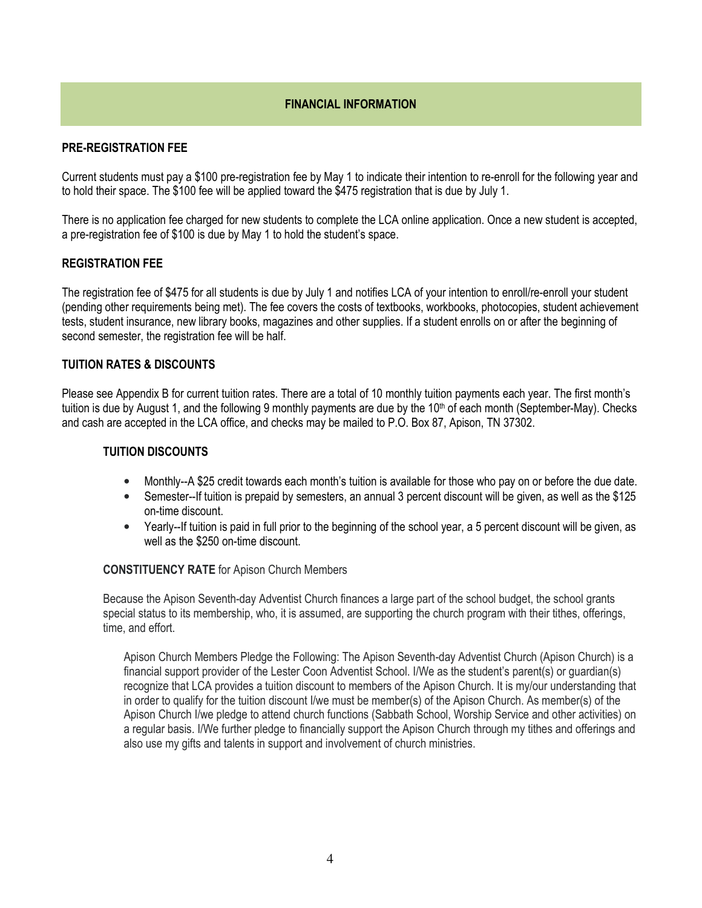## FINANCIAL INFORMATION

### PRE-REGISTRATION FEE

Current students must pay a $100 pre-registration fee by May 1 to indicate their intention to re-enroll for the following year and to hold their space. The $100 fee will be applied toward the $475 registration that is due by July 1.

There is no application fee charged for new students to complete the LCA online application. Once a new student is accepted, a pre-registration fee of $100 is due by May 1 to hold the student's space.

### REGISTRATION FEE

The registration fee of $475 for all students is due by July 1 and notifies LCA of your intention to enroll/re-enroll your student (pending other requirements being met). The fee covers the costs of textbooks, workbooks, photocopies, student achievement tests, student insurance, new library books, magazines and other supplies. If a student enrolls on or after the beginning of second semester, the registration fee will be half.

### TUITION RATES & DISCOUNTS

Please see Appendix B for current tuition rates. There are a total of 10 monthly tuition payments each year. The first month's tuition is due by August 1, and the following 9 monthly payments are due by the 10th of each month (September-May). Checks and cash are accepted in the LCA office, and checks may be mailed to P.O. Box 87, Apison, TN 37302.

#### TUITION DISCOUNTS

- Monthly--A $25 credit towards each month's tuition is available for those who pay on or before the due date.
- Semester--If tuition is prepaid by semesters, an annual 3 percent discount will be given, as well as the $125 on-time discount.
- Yearly--If tuition is paid in full prior to the beginning of the school year, a 5 percent discount will be given, as well as the $250 on-time discount.

**CONSTITUENCY RATE** for Apison Church Members

Because the Apison Seventh-day Adventist Church finances a large part of the school budget, the school grants special status to its membership, who, it is assumed, are supporting the church program with their tithes, offerings, time, and effort.

Apison Church Members Pledge the Following: The Apison Seventh-day Adventist Church (Apison Church) is a financial support provider of the Lester Coon Adventist School. I/We as the student's parent(s) or guardian(s) recognize that LCA provides a tuition discount to members of the Apison Church. It is my/our understanding that in order to qualify for the tuition discount I/we must be member(s) of the Apison Church. As member(s) of the Apison Church I/we pledge to attend church functions (Sabbath School, Worship Service and other activities) on a regular basis. I/We further pledge to financially support the Apison Church through my tithes and offerings and also use my gifts and talents in support and involvement of church ministries.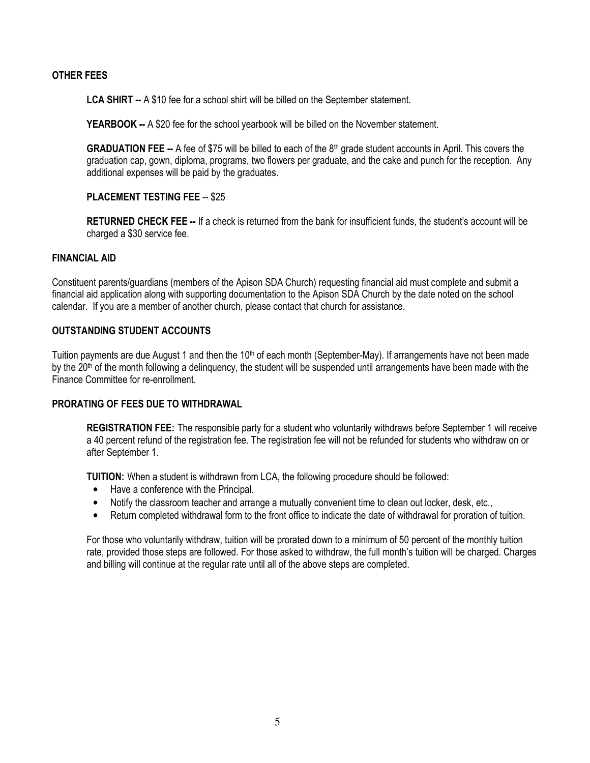## OTHER FEES

**LCA SHIRT --** A $10 fee for a school shirt will be billed on the September statement.

**YEARBOOK --** A $20 fee for the school yearbook will be billed on the November statement.

**GRADUATION FEE --** A fee of $75 will be billed to each of the 8th grade student accounts in April. This covers the graduation cap, gown, diploma, programs, two flowers per graduate, and the cake and punch for the reception. Any additional expenses will be paid by the graduates.

**PLACEMENT TESTING FEE** -- $25

**RETURNED CHECK FEE --** If a check is returned from the bank for insufficient funds, the student's account will be charged a $30 service fee.

## FINANCIAL AID

Constituent parents/guardians (members of the Apison SDA Church) requesting financial aid must complete and submit a financial aid application along with supporting documentation to the Apison SDA Church by the date noted on the school calendar. If you are a member of another church, please contact that church for assistance.

## OUTSTANDING STUDENT ACCOUNTS

Tuition payments are due August 1 and then the 10th of each month (September-May). If arrangements have not been made by the 20th of the month following a delinquency, the student will be suspended until arrangements have been made with the Finance Committee for re-enrollment.

## PRORATING OF FEES DUE TO WITHDRAWAL

**REGISTRATION FEE:** The responsible party for a student who voluntarily withdraws before September 1 will receive a 40 percent refund of the registration fee. The registration fee will not be refunded for students who withdraw on or after September 1.

**TUITION:** When a student is withdrawn from LCA, the following procedure should be followed:

- Have a conference with the Principal.
- Notify the classroom teacher and arrange a mutually convenient time to clean out locker, desk, etc.,
- Return completed withdrawal form to the front office to indicate the date of withdrawal for proration of tuition.

For those who voluntarily withdraw, tuition will be prorated down to a minimum of 50 percent of the monthly tuition rate, provided those steps are followed. For those asked to withdraw, the full month's tuition will be charged. Charges and billing will continue at the regular rate until all of the above steps are completed.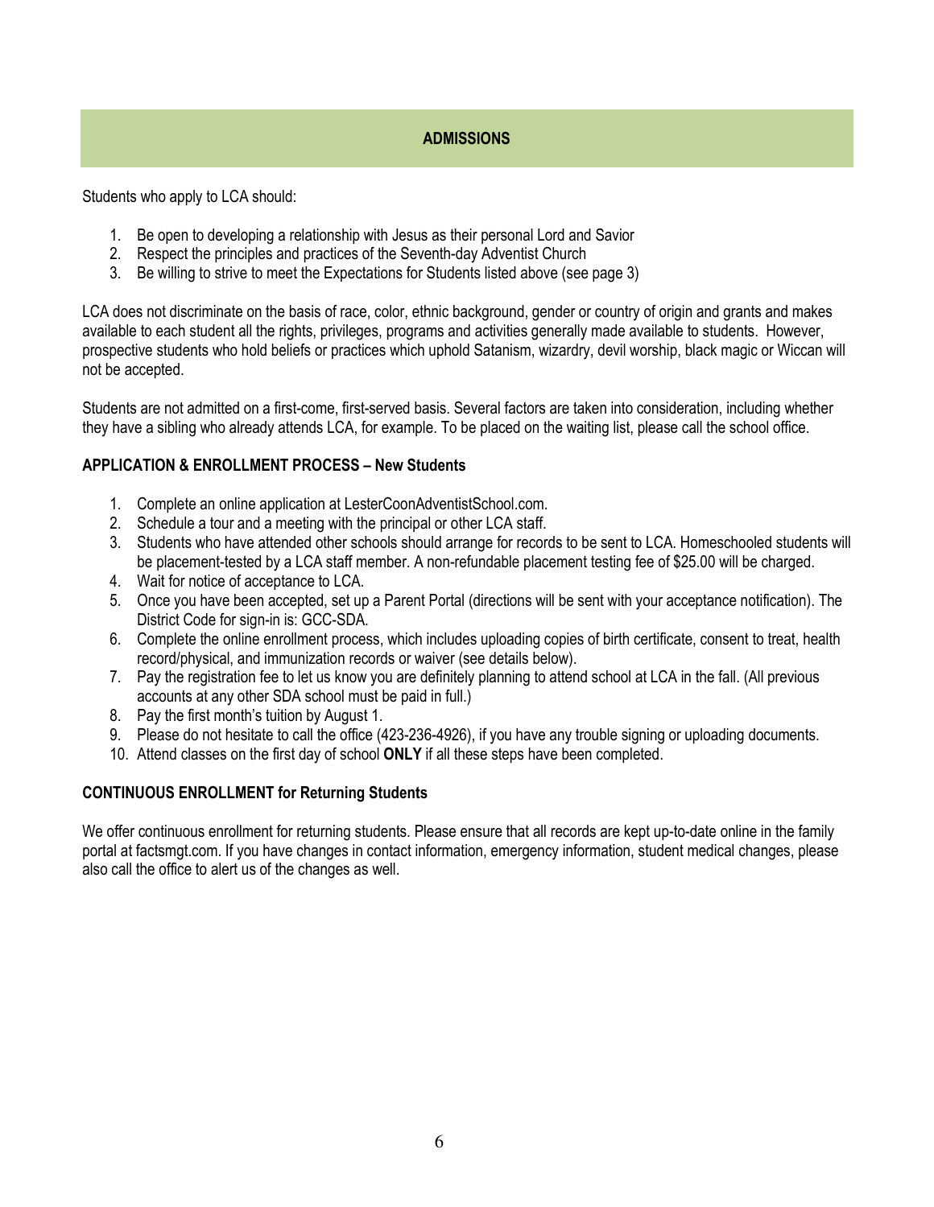## ADMISSIONS

Students who apply to LCA should:

1. Be open to developing a relationship with Jesus as their personal Lord and Savior
2. Respect the principles and practices of the Seventh-day Adventist Church
3. Be willing to strive to meet the Expectations for Students listed above (see page 3)

LCA does not discriminate on the basis of race, color, ethnic background, gender or country of origin and grants and makes available to each student all the rights, privileges, programs and activities generally made available to students. However, prospective students who hold beliefs or practices which uphold Satanism, wizardry, devil worship, black magic or Wiccan will not be accepted.

Students are not admitted on a first-come, first-served basis. Several factors are taken into consideration, including whether they have a sibling who already attends LCA, for example. To be placed on the waiting list, please call the school office.

### APPLICATION & ENROLLMENT PROCESS – New Students

1. Complete an online application at LesterCoonAdventistSchool.com.
2. Schedule a tour and a meeting with the principal or other LCA staff.
3. Students who have attended other schools should arrange for records to be sent to LCA. Homeschooled students will be placement-tested by a LCA staff member. A non-refundable placement testing fee of $25.00 will be charged.
4. Wait for notice of acceptance to LCA.
5. Once you have been accepted, set up a Parent Portal (directions will be sent with your acceptance notification). The District Code for sign-in is: GCC-SDA.
6. Complete the online enrollment process, which includes uploading copies of birth certificate, consent to treat, health record/physical, and immunization records or waiver (see details below).
7. Pay the registration fee to let us know you are definitely planning to attend school at LCA in the fall. (All previous accounts at any other SDA school must be paid in full.)
8. Pay the first month's tuition by August 1.
9. Please do not hesitate to call the office (423-236-4926), if you have any trouble signing or uploading documents.
10. Attend classes on the first day of school **ONLY** if all these steps have been completed.

### CONTINUOUS ENROLLMENT for Returning Students

We offer continuous enrollment for returning students. Please ensure that all records are kept up-to-date online in the family portal at factsmgt.com. If you have changes in contact information, emergency information, student medical changes, please also call the office to alert us of the changes as well.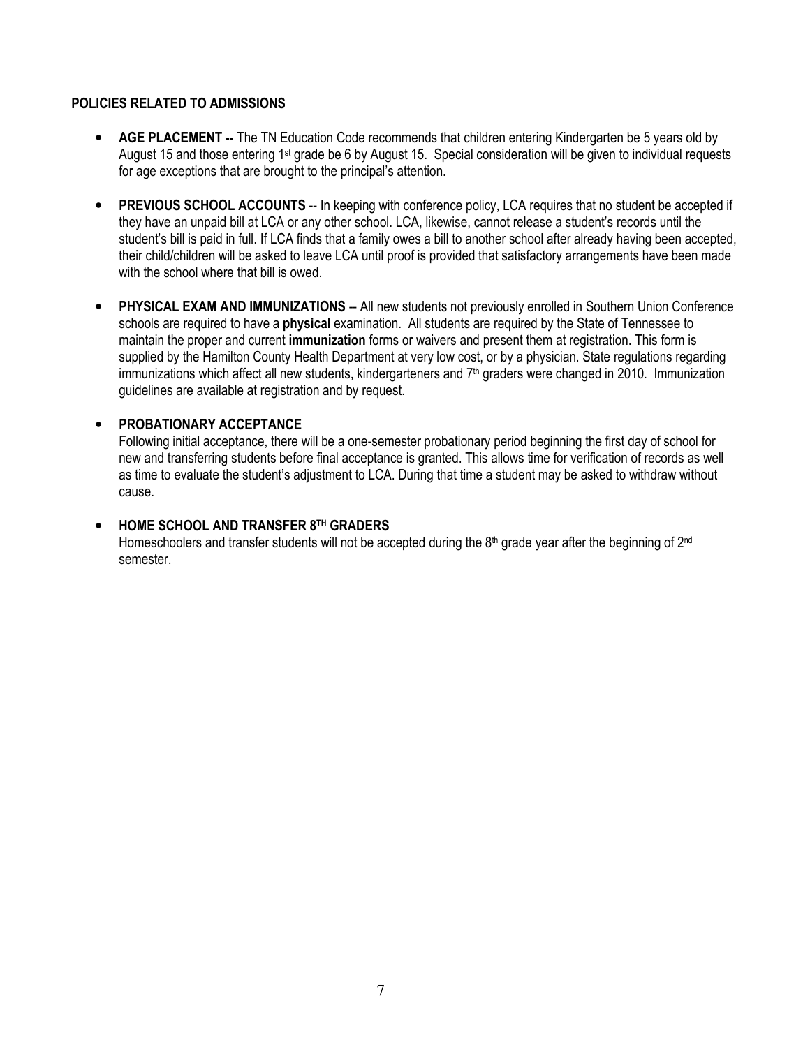## POLICIES RELATED TO ADMISSIONS

- **AGE PLACEMENT --** The TN Education Code recommends that children entering Kindergarten be 5 years old by August 15 and those entering 1st grade be 6 by August 15. Special consideration will be given to individual requests for age exceptions that are brought to the principal's attention.

- **PREVIOUS SCHOOL ACCOUNTS** -- In keeping with conference policy, LCA requires that no student be accepted if they have an unpaid bill at LCA or any other school. LCA, likewise, cannot release a student's records until the student's bill is paid in full. If LCA finds that a family owes a bill to another school after already having been accepted, their child/children will be asked to leave LCA until proof is provided that satisfactory arrangements have been made with the school where that bill is owed.

- **PHYSICAL EXAM AND IMMUNIZATIONS** -- All new students not previously enrolled in Southern Union Conference schools are required to have a **physical** examination. All students are required by the State of Tennessee to maintain the proper and current **immunization** forms or waivers and present them at registration. This form is supplied by the Hamilton County Health Department at very low cost, or by a physician. State regulations regarding immunizations which affect all new students, kindergarteners and 7th graders were changed in 2010. Immunization guidelines are available at registration and by request.

- **PROBATIONARY ACCEPTANCE**
  Following initial acceptance, there will be a one-semester probationary period beginning the first day of school for new and transferring students before final acceptance is granted. This allows time for verification of records as well as time to evaluate the student's adjustment to LCA. During that time a student may be asked to withdraw without cause.

- **HOME SCHOOL AND TRANSFER 8TH GRADERS**
  Homeschoolers and transfer students will not be accepted during the 8th grade year after the beginning of 2nd semester.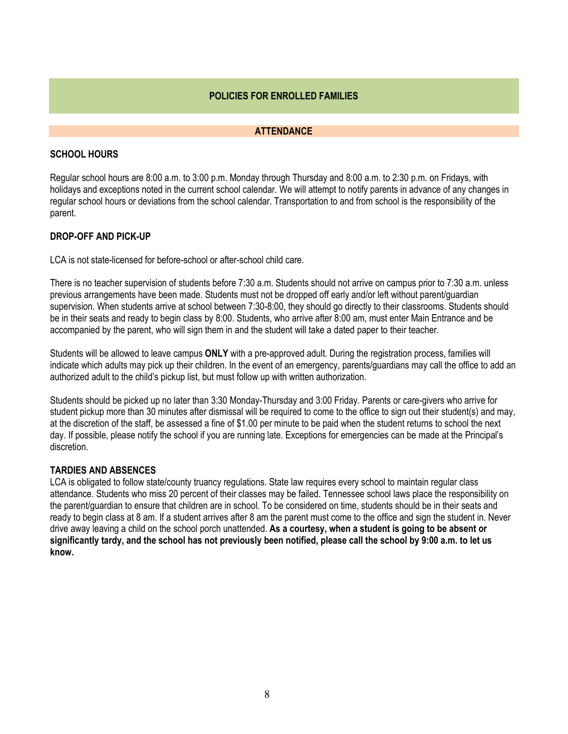# POLICIES FOR ENROLLED FAMILIES

## ATTENDANCE

### SCHOOL HOURS

Regular school hours are 8:00 a.m. to 3:00 p.m. Monday through Thursday and 8:00 a.m. to 2:30 p.m. on Fridays, with holidays and exceptions noted in the current school calendar. We will attempt to notify parents in advance of any changes in regular school hours or deviations from the school calendar. Transportation to and from school is the responsibility of the parent.

### DROP-OFF AND PICK-UP

LCA is not state-licensed for before-school or after-school child care.

There is no teacher supervision of students before 7:30 a.m. Students should not arrive on campus prior to 7:30 a.m. unless previous arrangements have been made. Students must not be dropped off early and/or left without parent/guardian supervision. When students arrive at school between 7:30-8:00, they should go directly to their classrooms. Students should be in their seats and ready to begin class by 8:00. Students, who arrive after 8:00 am, must enter Main Entrance and be accompanied by the parent, who will sign them in and the student will take a dated paper to their teacher.

Students will be allowed to leave campus **ONLY** with a pre-approved adult. During the registration process, families will indicate which adults may pick up their children. In the event of an emergency, parents/guardians may call the office to add an authorized adult to the child's pickup list, but must follow up with written authorization.

Students should be picked up no later than 3:30 Monday-Thursday and 3:00 Friday. Parents or care-givers who arrive for student pickup more than 30 minutes after dismissal will be required to come to the office to sign out their student(s) and may, at the discretion of the staff, be assessed a fine of $1.00 per minute to be paid when the student returns to school the next day. If possible, please notify the school if you are running late. Exceptions for emergencies can be made at the Principal's discretion.

### TARDIES AND ABSENCES

LCA is obligated to follow state/county truancy regulations. State law requires every school to maintain regular class attendance. Students who miss 20 percent of their classes may be failed. Tennessee school laws place the responsibility on the parent/guardian to ensure that children are in school. To be considered on time, students should be in their seats and ready to begin class at 8 am. If a student arrives after 8 am the parent must come to the office and sign the student in. Never drive away leaving a child on the school porch unattended. **As a courtesy, when a student is going to be absent or significantly tardy, and the school has not previously been notified, please call the school by 9:00 a.m. to let us know.**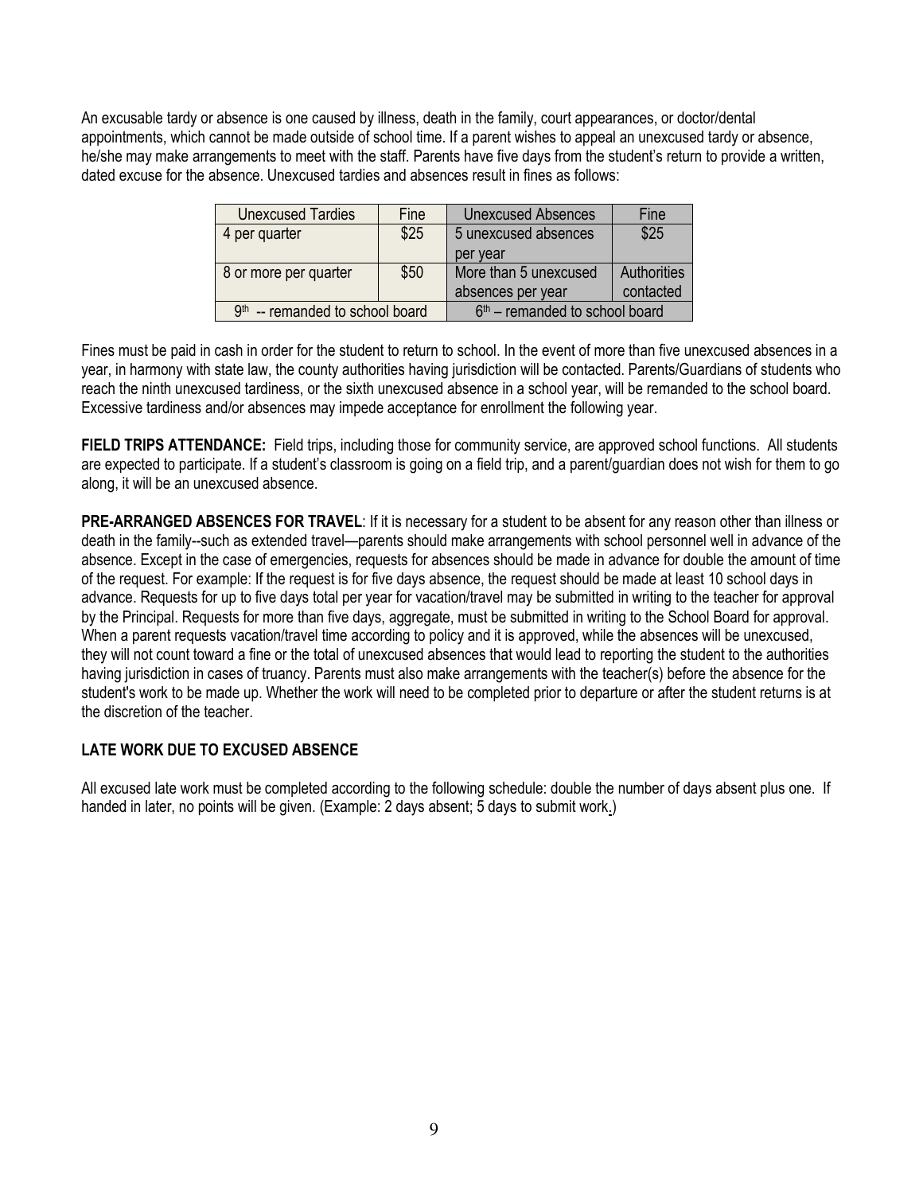An excusable tardy or absence is one caused by illness, death in the family, court appearances, or doctor/dental appointments, which cannot be made outside of school time. If a parent wishes to appeal an unexcused tardy or absence, he/she may make arrangements to meet with the staff. Parents have five days from the student's return to provide a written, dated excuse for the absence. Unexcused tardies and absences result in fines as follows:

| Unexcused Tardies | Fine | Unexcused Absences | Fine |
|---|---|---|---|
| 4 per quarter | $25 | 5 unexcused absences per year | $25 |
| 8 or more per quarter | $50 | More than 5 unexcused absences per year | Authorities contacted |
| 9th -- remanded to school board | | 6th – remanded to school board | |

Fines must be paid in cash in order for the student to return to school. In the event of more than five unexcused absences in a year, in harmony with state law, the county authorities having jurisdiction will be contacted. Parents/Guardians of students who reach the ninth unexcused tardiness, or the sixth unexcused absence in a school year, will be remanded to the school board. Excessive tardiness and/or absences may impede acceptance for enrollment the following year.

**FIELD TRIPS ATTENDANCE:** Field trips, including those for community service, are approved school functions. All students are expected to participate. If a student's classroom is going on a field trip, and a parent/guardian does not wish for them to go along, it will be an unexcused absence.

**PRE-ARRANGED ABSENCES FOR TRAVEL**: If it is necessary for a student to be absent for any reason other than illness or death in the family--such as extended travel—parents should make arrangements with school personnel well in advance of the absence. Except in the case of emergencies, requests for absences should be made in advance for double the amount of time of the request. For example: If the request is for five days absence, the request should be made at least 10 school days in advance. Requests for up to five days total per year for vacation/travel may be submitted in writing to the teacher for approval by the Principal. Requests for more than five days, aggregate, must be submitted in writing to the School Board for approval. When a parent requests vacation/travel time according to policy and it is approved, while the absences will be unexcused, they will not count toward a fine or the total of unexcused absences that would lead to reporting the student to the authorities having jurisdiction in cases of truancy. Parents must also make arrangements with the teacher(s) before the absence for the student's work to be made up. Whether the work will need to be completed prior to departure or after the student returns is at the discretion of the teacher.

**LATE WORK DUE TO EXCUSED ABSENCE**

All excused late work must be completed according to the following schedule: double the number of days absent plus one. If handed in later, no points will be given. (Example: 2 days absent; 5 days to submit work.)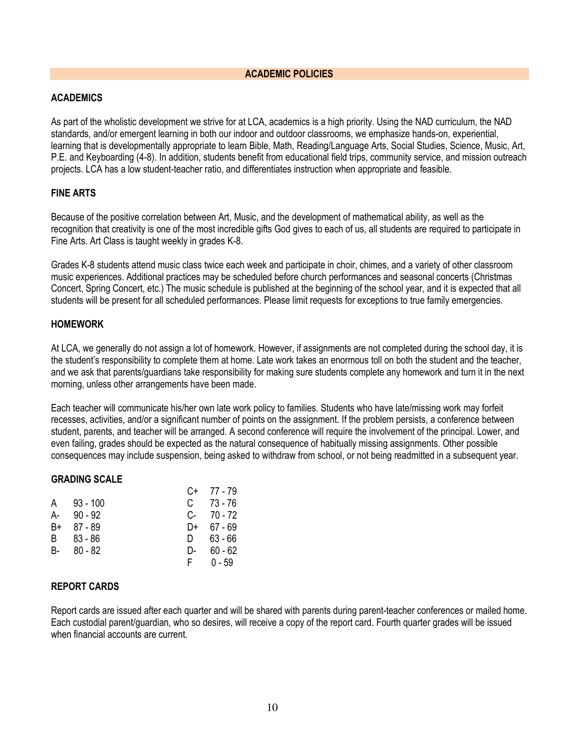## ACADEMIC POLICIES

### ACADEMICS

As part of the wholistic development we strive for at LCA, academics is a high priority. Using the NAD curriculum, the NAD standards, and/or emergent learning in both our indoor and outdoor classrooms, we emphasize hands-on, experiential, learning that is developmentally appropriate to learn Bible, Math, Reading/Language Arts, Social Studies, Science, Music, Art, P.E. and Keyboarding (4-8). In addition, students benefit from educational field trips, community service, and mission outreach projects. LCA has a low student-teacher ratio, and differentiates instruction when appropriate and feasible.

### FINE ARTS

Because of the positive correlation between Art, Music, and the development of mathematical ability, as well as the recognition that creativity is one of the most incredible gifts God gives to each of us, all students are required to participate in Fine Arts. Art Class is taught weekly in grades K-8.

Grades K-8 students attend music class twice each week and participate in choir, chimes, and a variety of other classroom music experiences. Additional practices may be scheduled before church performances and seasonal concerts (Christmas Concert, Spring Concert, etc.) The music schedule is published at the beginning of the school year, and it is expected that all students will be present for all scheduled performances. Please limit requests for exceptions to true family emergencies.

### HOMEWORK

At LCA, we generally do not assign a lot of homework. However, if assignments are not completed during the school day, it is the student's responsibility to complete them at home. Late work takes an enormous toll on both the student and the teacher, and we ask that parents/guardians take responsibility for making sure students complete any homework and turn it in the next morning, unless other arrangements have been made.

Each teacher will communicate his/her own late work policy to families. Students who have late/missing work may forfeit recesses, activities, and/or a significant number of points on the assignment. If the problem persists, a conference between student, parents, and teacher will be arranged. A second conference will require the involvement of the principal. Lower, and even failing, grades should be expected as the natural consequence of habitually missing assignments. Other possible consequences may include suspension, being asked to withdraw from school, or not being readmitted in a subsequent year.

### GRADING SCALE

| Grade | Range | Grade | Range |
|---|---|---|---|
| | | C+ | 77 - 79 |
| A | 93 - 100 | C | 73 - 76 |
| A- | 90 - 92 | C- | 70 - 72 |
| B+ | 87 - 89 | D+ | 67 - 69 |
| B | 83 - 86 | D | 63 - 66 |
| B- | 80 - 82 | D- | 60 - 62 |
| | | F | 0 - 59 |

### REPORT CARDS

Report cards are issued after each quarter and will be shared with parents during parent-teacher conferences or mailed home. Each custodial parent/guardian, who so desires, will receive a copy of the report card. Fourth quarter grades will be issued when financial accounts are current.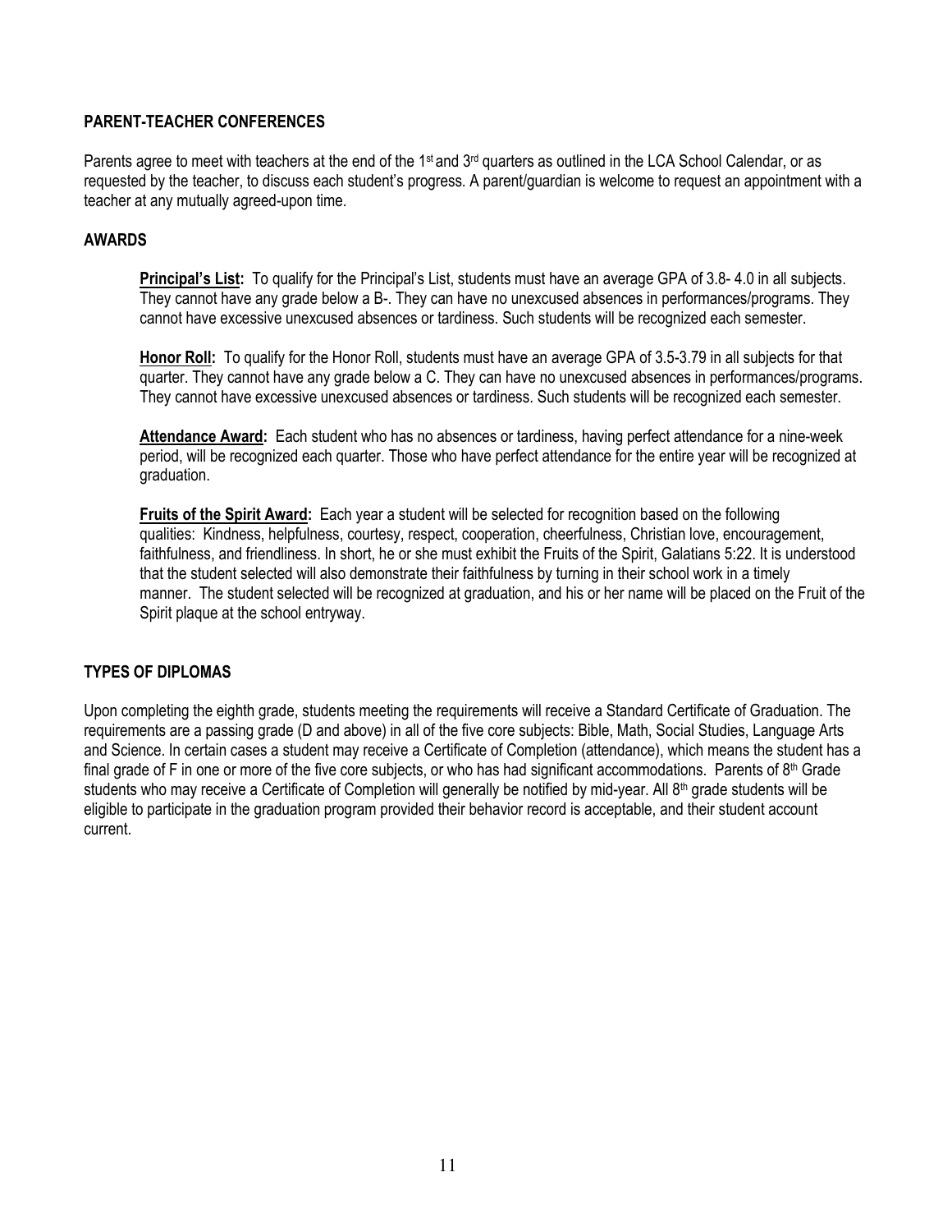## PARENT-TEACHER CONFERENCES

Parents agree to meet with teachers at the end of the 1st and 3rd quarters as outlined in the LCA School Calendar, or as requested by the teacher, to discuss each student's progress. A parent/guardian is welcome to request an appointment with a teacher at any mutually agreed-upon time.

## AWARDS

**Principal's List:** To qualify for the Principal's List, students must have an average GPA of 3.8- 4.0 in all subjects. They cannot have any grade below a B-. They can have no unexcused absences in performances/programs. They cannot have excessive unexcused absences or tardiness. Such students will be recognized each semester.

**Honor Roll:** To qualify for the Honor Roll, students must have an average GPA of 3.5-3.79 in all subjects for that quarter. They cannot have any grade below a C. They can have no unexcused absences in performances/programs. They cannot have excessive unexcused absences or tardiness. Such students will be recognized each semester.

**Attendance Award:** Each student who has no absences or tardiness, having perfect attendance for a nine-week period, will be recognized each quarter. Those who have perfect attendance for the entire year will be recognized at graduation.

**Fruits of the Spirit Award:** Each year a student will be selected for recognition based on the following qualities: Kindness, helpfulness, courtesy, respect, cooperation, cheerfulness, Christian love, encouragement, faithfulness, and friendliness. In short, he or she must exhibit the Fruits of the Spirit, Galatians 5:22. It is understood that the student selected will also demonstrate their faithfulness by turning in their school work in a timely manner. The student selected will be recognized at graduation, and his or her name will be placed on the Fruit of the Spirit plaque at the school entryway.

## TYPES OF DIPLOMAS

Upon completing the eighth grade, students meeting the requirements will receive a Standard Certificate of Graduation. The requirements are a passing grade (D and above) in all of the five core subjects: Bible, Math, Social Studies, Language Arts and Science. In certain cases a student may receive a Certificate of Completion (attendance), which means the student has a final grade of F in one or more of the five core subjects, or who has had significant accommodations. Parents of 8th Grade students who may receive a Certificate of Completion will generally be notified by mid-year. All 8th grade students will be eligible to participate in the graduation program provided their behavior record is acceptable, and their student account current.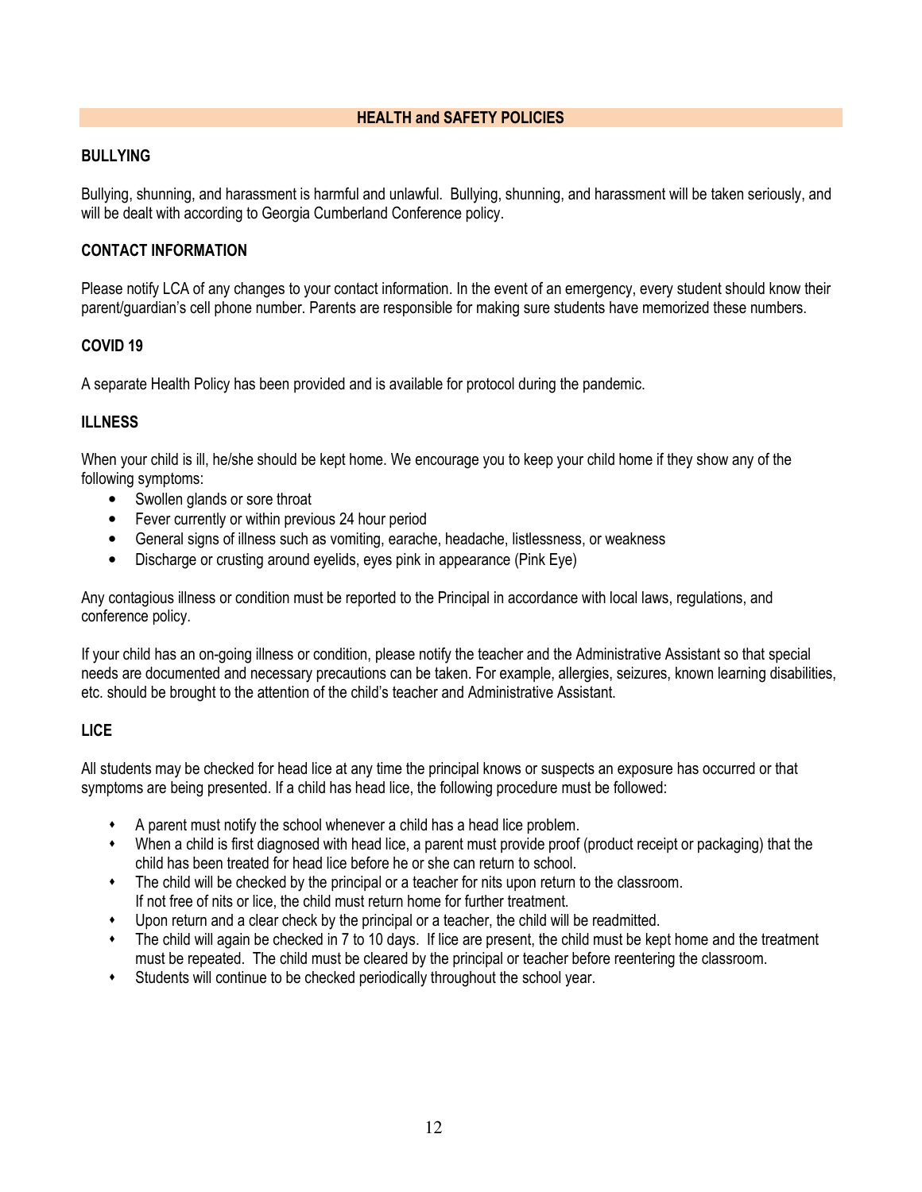## HEALTH and SAFETY POLICIES

### BULLYING

Bullying, shunning, and harassment is harmful and unlawful. Bullying, shunning, and harassment will be taken seriously, and will be dealt with according to Georgia Cumberland Conference policy.

### CONTACT INFORMATION

Please notify LCA of any changes to your contact information. In the event of an emergency, every student should know their parent/guardian's cell phone number. Parents are responsible for making sure students have memorized these numbers.

### COVID 19

A separate Health Policy has been provided and is available for protocol during the pandemic.

### ILLNESS

When your child is ill, he/she should be kept home. We encourage you to keep your child home if they show any of the following symptoms:

- Swollen glands or sore throat
- Fever currently or within previous 24 hour period
- General signs of illness such as vomiting, earache, headache, listlessness, or weakness
- Discharge or crusting around eyelids, eyes pink in appearance (Pink Eye)

Any contagious illness or condition must be reported to the Principal in accordance with local laws, regulations, and conference policy.

If your child has an on-going illness or condition, please notify the teacher and the Administrative Assistant so that special needs are documented and necessary precautions can be taken. For example, allergies, seizures, known learning disabilities, etc. should be brought to the attention of the child's teacher and Administrative Assistant.

### LICE

All students may be checked for head lice at any time the principal knows or suspects an exposure has occurred or that symptoms are being presented. If a child has head lice, the following procedure must be followed:

- A parent must notify the school whenever a child has a head lice problem.
- When a child is first diagnosed with head lice, a parent must provide proof (product receipt or packaging) that the child has been treated for head lice before he or she can return to school.
- The child will be checked by the principal or a teacher for nits upon return to the classroom. If not free of nits or lice, the child must return home for further treatment.
- Upon return and a clear check by the principal or a teacher, the child will be readmitted.
- The child will again be checked in 7 to 10 days. If lice are present, the child must be kept home and the treatment must be repeated. The child must be cleared by the principal or teacher before reentering the classroom.
- Students will continue to be checked periodically throughout the school year.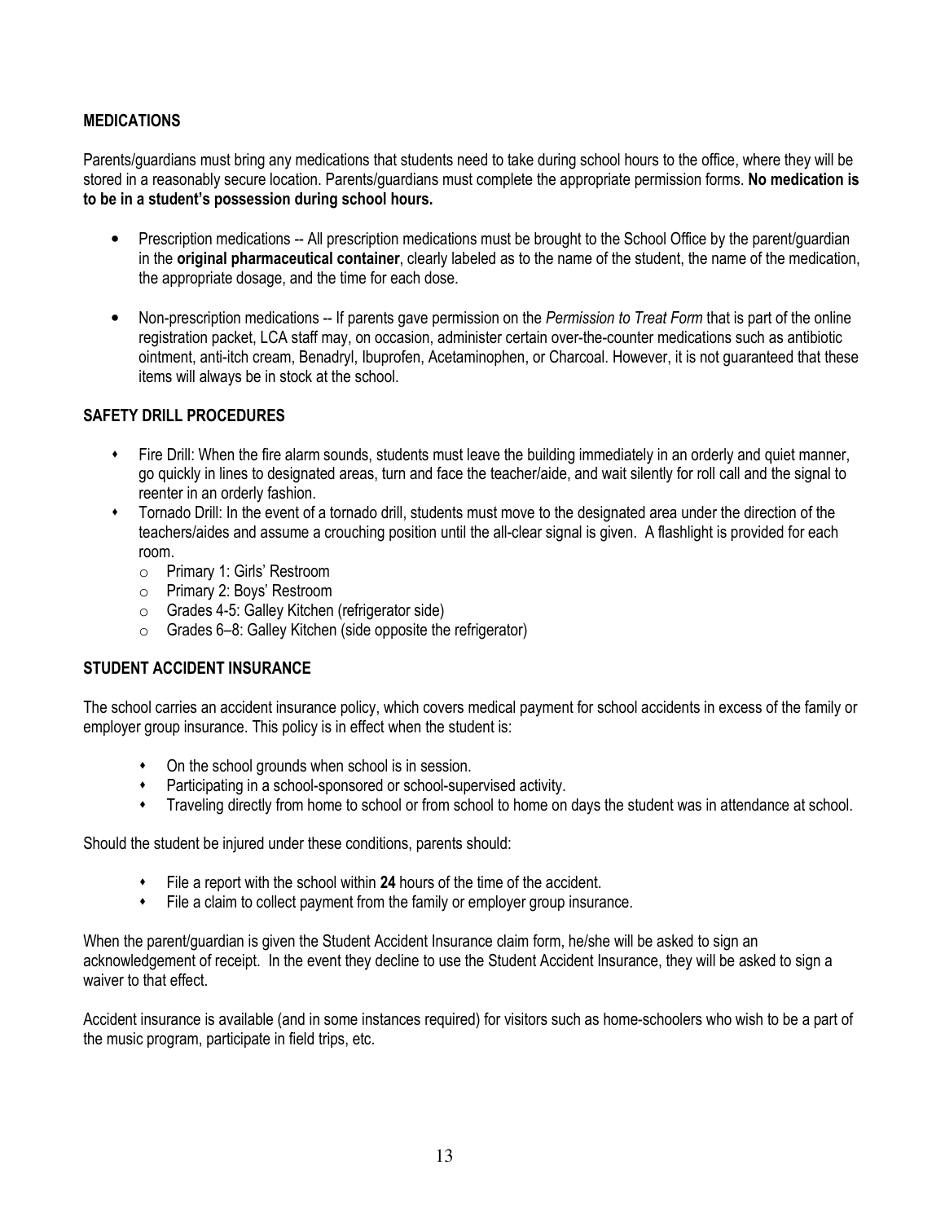## MEDICATIONS

Parents/guardians must bring any medications that students need to take during school hours to the office, where they will be stored in a reasonably secure location. Parents/guardians must complete the appropriate permission forms. **No medication is to be in a student's possession during school hours.**

- Prescription medications -- All prescription medications must be brought to the School Office by the parent/guardian in the **original pharmaceutical container**, clearly labeled as to the name of the student, the name of the medication, the appropriate dosage, and the time for each dose.
- Non-prescription medications -- If parents gave permission on the *Permission to Treat Form* that is part of the online registration packet, LCA staff may, on occasion, administer certain over-the-counter medications such as antibiotic ointment, anti-itch cream, Benadryl, Ibuprofen, Acetaminophen, or Charcoal. However, it is not guaranteed that these items will always be in stock at the school.

## SAFETY DRILL PROCEDURES

- Fire Drill: When the fire alarm sounds, students must leave the building immediately in an orderly and quiet manner, go quickly in lines to designated areas, turn and face the teacher/aide, and wait silently for roll call and the signal to reenter in an orderly fashion.
- Tornado Drill: In the event of a tornado drill, students must move to the designated area under the direction of the teachers/aides and assume a crouching position until the all-clear signal is given. A flashlight is provided for each room.
  - Primary 1: Girls' Restroom
  - Primary 2: Boys' Restroom
  - Grades 4-5: Galley Kitchen (refrigerator side)
  - Grades 6–8: Galley Kitchen (side opposite the refrigerator)

## STUDENT ACCIDENT INSURANCE

The school carries an accident insurance policy, which covers medical payment for school accidents in excess of the family or employer group insurance. This policy is in effect when the student is:

- On the school grounds when school is in session.
- Participating in a school-sponsored or school-supervised activity.
- Traveling directly from home to school or from school to home on days the student was in attendance at school.

Should the student be injured under these conditions, parents should:

- File a report with the school within **24** hours of the time of the accident.
- File a claim to collect payment from the family or employer group insurance.

When the parent/guardian is given the Student Accident Insurance claim form, he/she will be asked to sign an acknowledgement of receipt. In the event they decline to use the Student Accident Insurance, they will be asked to sign a waiver to that effect.

Accident insurance is available (and in some instances required) for visitors such as home-schoolers who wish to be a part of the music program, participate in field trips, etc.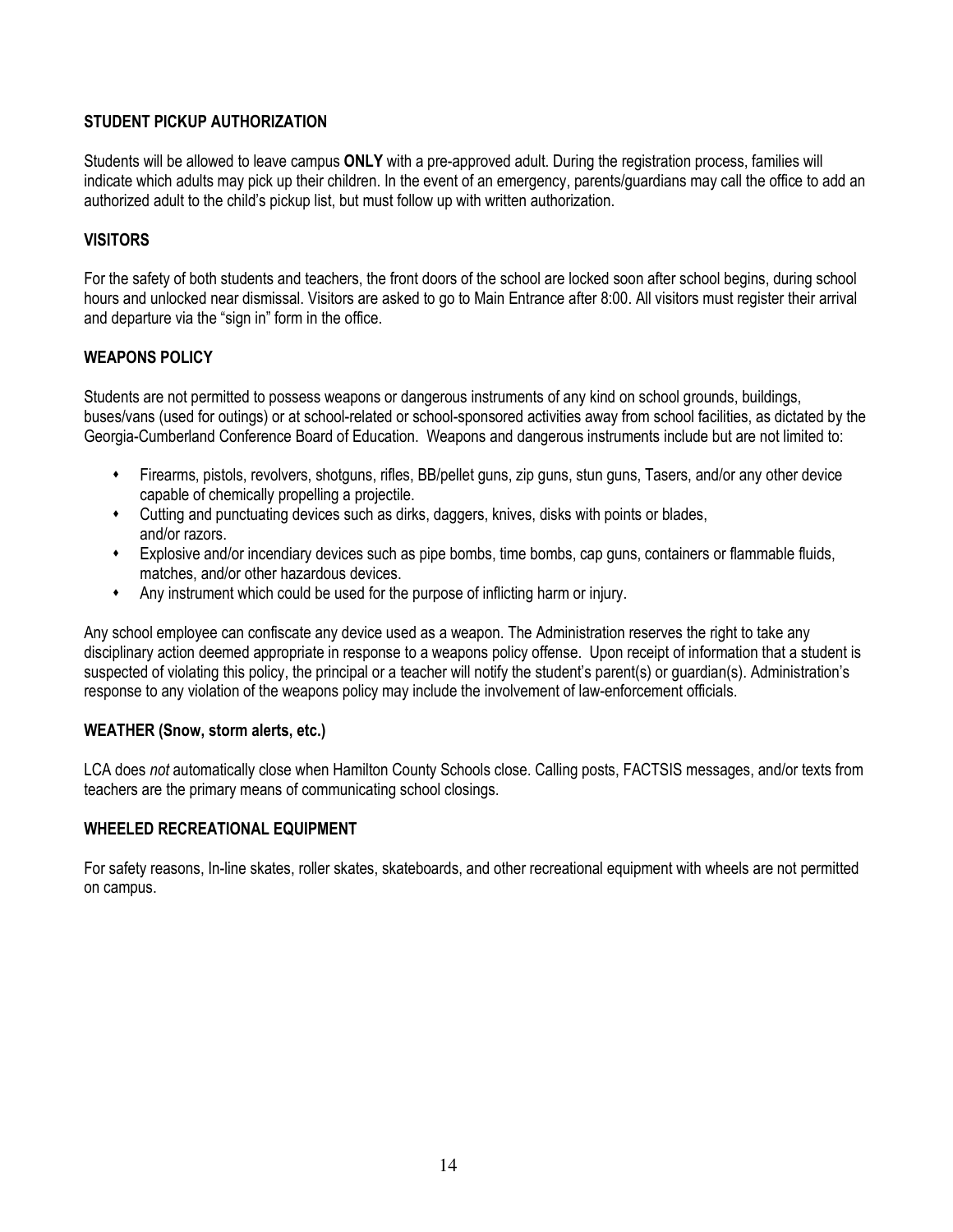## STUDENT PICKUP AUTHORIZATION

Students will be allowed to leave campus **ONLY** with a pre-approved adult. During the registration process, families will indicate which adults may pick up their children. In the event of an emergency, parents/guardians may call the office to add an authorized adult to the child's pickup list, but must follow up with written authorization.

## VISITORS

For the safety of both students and teachers, the front doors of the school are locked soon after school begins, during school hours and unlocked near dismissal. Visitors are asked to go to Main Entrance after 8:00. All visitors must register their arrival and departure via the "sign in" form in the office.

## WEAPONS POLICY

Students are not permitted to possess weapons or dangerous instruments of any kind on school grounds, buildings, buses/vans (used for outings) or at school-related or school-sponsored activities away from school facilities, as dictated by the Georgia-Cumberland Conference Board of Education. Weapons and dangerous instruments include but are not limited to:

- Firearms, pistols, revolvers, shotguns, rifles, BB/pellet guns, zip guns, stun guns, Tasers, and/or any other device capable of chemically propelling a projectile.
- Cutting and punctuating devices such as dirks, daggers, knives, disks with points or blades, and/or razors.
- Explosive and/or incendiary devices such as pipe bombs, time bombs, cap guns, containers or flammable fluids, matches, and/or other hazardous devices.
- Any instrument which could be used for the purpose of inflicting harm or injury.

Any school employee can confiscate any device used as a weapon. The Administration reserves the right to take any disciplinary action deemed appropriate in response to a weapons policy offense. Upon receipt of information that a student is suspected of violating this policy, the principal or a teacher will notify the student's parent(s) or guardian(s). Administration's response to any violation of the weapons policy may include the involvement of law-enforcement officials.

## WEATHER (Snow, storm alerts, etc.)

LCA does *not* automatically close when Hamilton County Schools close. Calling posts, FACTSIS messages, and/or texts from teachers are the primary means of communicating school closings.

## WHEELED RECREATIONAL EQUIPMENT

For safety reasons, In-line skates, roller skates, skateboards, and other recreational equipment with wheels are not permitted on campus.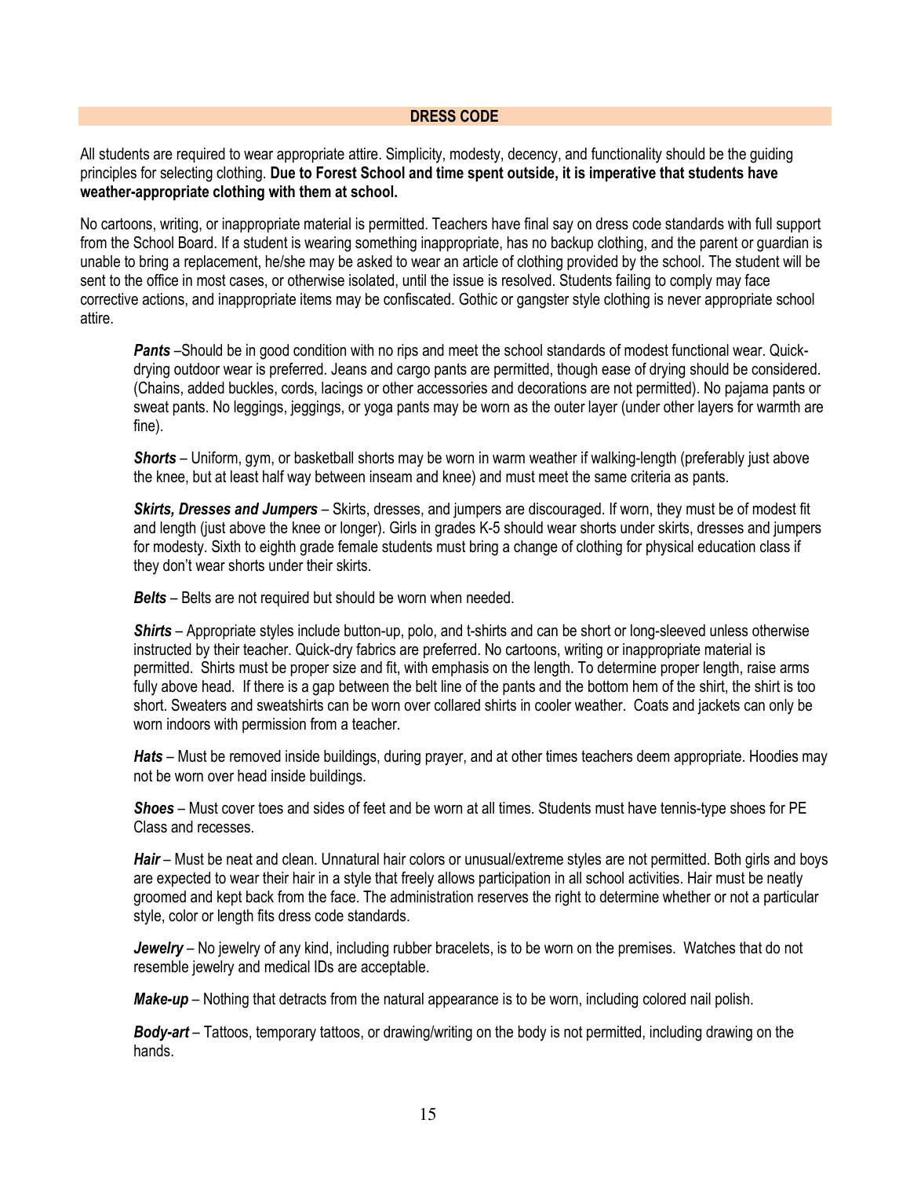## DRESS CODE

All students are required to wear appropriate attire. Simplicity, modesty, decency, and functionality should be the guiding principles for selecting clothing. **Due to Forest School and time spent outside, it is imperative that students have weather-appropriate clothing with them at school.**

No cartoons, writing, or inappropriate material is permitted. Teachers have final say on dress code standards with full support from the School Board. If a student is wearing something inappropriate, has no backup clothing, and the parent or guardian is unable to bring a replacement, he/she may be asked to wear an article of clothing provided by the school. The student will be sent to the office in most cases, or otherwise isolated, until the issue is resolved. Students failing to comply may face corrective actions, and inappropriate items may be confiscated. Gothic or gangster style clothing is never appropriate school attire.

***Pants*** –Should be in good condition with no rips and meet the school standards of modest functional wear. Quick-drying outdoor wear is preferred. Jeans and cargo pants are permitted, though ease of drying should be considered. (Chains, added buckles, cords, lacings or other accessories and decorations are not permitted). No pajama pants or sweat pants. No leggings, jeggings, or yoga pants may be worn as the outer layer (under other layers for warmth are fine).

***Shorts*** – Uniform, gym, or basketball shorts may be worn in warm weather if walking-length (preferably just above the knee, but at least half way between inseam and knee) and must meet the same criteria as pants.

***Skirts, Dresses and Jumpers*** – Skirts, dresses, and jumpers are discouraged. If worn, they must be of modest fit and length (just above the knee or longer). Girls in grades K-5 should wear shorts under skirts, dresses and jumpers for modesty. Sixth to eighth grade female students must bring a change of clothing for physical education class if they don't wear shorts under their skirts.

***Belts*** – Belts are not required but should be worn when needed.

***Shirts*** – Appropriate styles include button-up, polo, and t-shirts and can be short or long-sleeved unless otherwise instructed by their teacher. Quick-dry fabrics are preferred. No cartoons, writing or inappropriate material is permitted. Shirts must be proper size and fit, with emphasis on the length. To determine proper length, raise arms fully above head. If there is a gap between the belt line of the pants and the bottom hem of the shirt, the shirt is too short. Sweaters and sweatshirts can be worn over collared shirts in cooler weather. Coats and jackets can only be worn indoors with permission from a teacher.

***Hats*** – Must be removed inside buildings, during prayer, and at other times teachers deem appropriate. Hoodies may not be worn over head inside buildings.

***Shoes*** – Must cover toes and sides of feet and be worn at all times. Students must have tennis-type shoes for PE Class and recesses.

***Hair*** – Must be neat and clean. Unnatural hair colors or unusual/extreme styles are not permitted. Both girls and boys are expected to wear their hair in a style that freely allows participation in all school activities. Hair must be neatly groomed and kept back from the face. The administration reserves the right to determine whether or not a particular style, color or length fits dress code standards.

***Jewelry*** – No jewelry of any kind, including rubber bracelets, is to be worn on the premises. Watches that do not resemble jewelry and medical IDs are acceptable.

***Make-up*** – Nothing that detracts from the natural appearance is to be worn, including colored nail polish.

***Body-art*** – Tattoos, temporary tattoos, or drawing/writing on the body is not permitted, including drawing on the hands.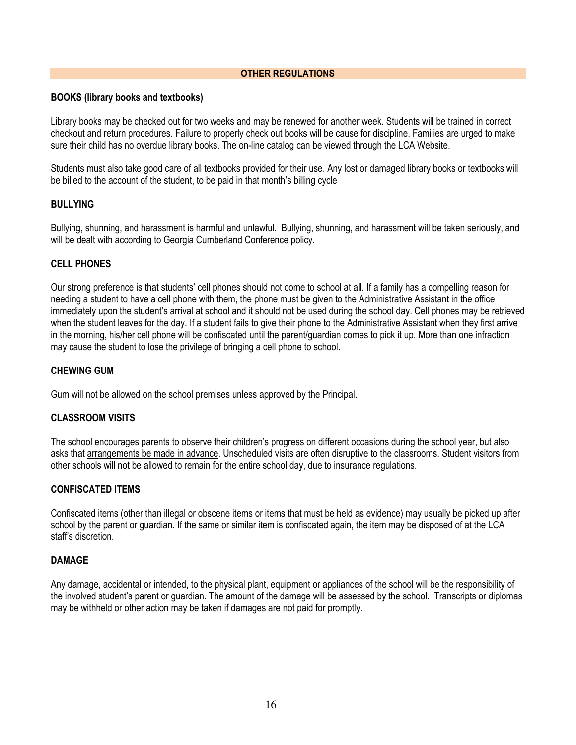## OTHER REGULATIONS

### BOOKS (library books and textbooks)

Library books may be checked out for two weeks and may be renewed for another week. Students will be trained in correct checkout and return procedures. Failure to properly check out books will be cause for discipline. Families are urged to make sure their child has no overdue library books. The on-line catalog can be viewed through the LCA Website.

Students must also take good care of all textbooks provided for their use. Any lost or damaged library books or textbooks will be billed to the account of the student, to be paid in that month's billing cycle

### BULLYING

Bullying, shunning, and harassment is harmful and unlawful. Bullying, shunning, and harassment will be taken seriously, and will be dealt with according to Georgia Cumberland Conference policy.

### CELL PHONES

Our strong preference is that students' cell phones should not come to school at all. If a family has a compelling reason for needing a student to have a cell phone with them, the phone must be given to the Administrative Assistant in the office immediately upon the student's arrival at school and it should not be used during the school day. Cell phones may be retrieved when the student leaves for the day. If a student fails to give their phone to the Administrative Assistant when they first arrive in the morning, his/her cell phone will be confiscated until the parent/guardian comes to pick it up. More than one infraction may cause the student to lose the privilege of bringing a cell phone to school.

### CHEWING GUM

Gum will not be allowed on the school premises unless approved by the Principal.

### CLASSROOM VISITS

The school encourages parents to observe their children's progress on different occasions during the school year, but also asks that arrangements be made in advance. Unscheduled visits are often disruptive to the classrooms. Student visitors from other schools will not be allowed to remain for the entire school day, due to insurance regulations.

### CONFISCATED ITEMS

Confiscated items (other than illegal or obscene items or items that must be held as evidence) may usually be picked up after school by the parent or guardian. If the same or similar item is confiscated again, the item may be disposed of at the LCA staff's discretion.

### DAMAGE

Any damage, accidental or intended, to the physical plant, equipment or appliances of the school will be the responsibility of the involved student's parent or guardian. The amount of the damage will be assessed by the school. Transcripts or diplomas may be withheld or other action may be taken if damages are not paid for promptly.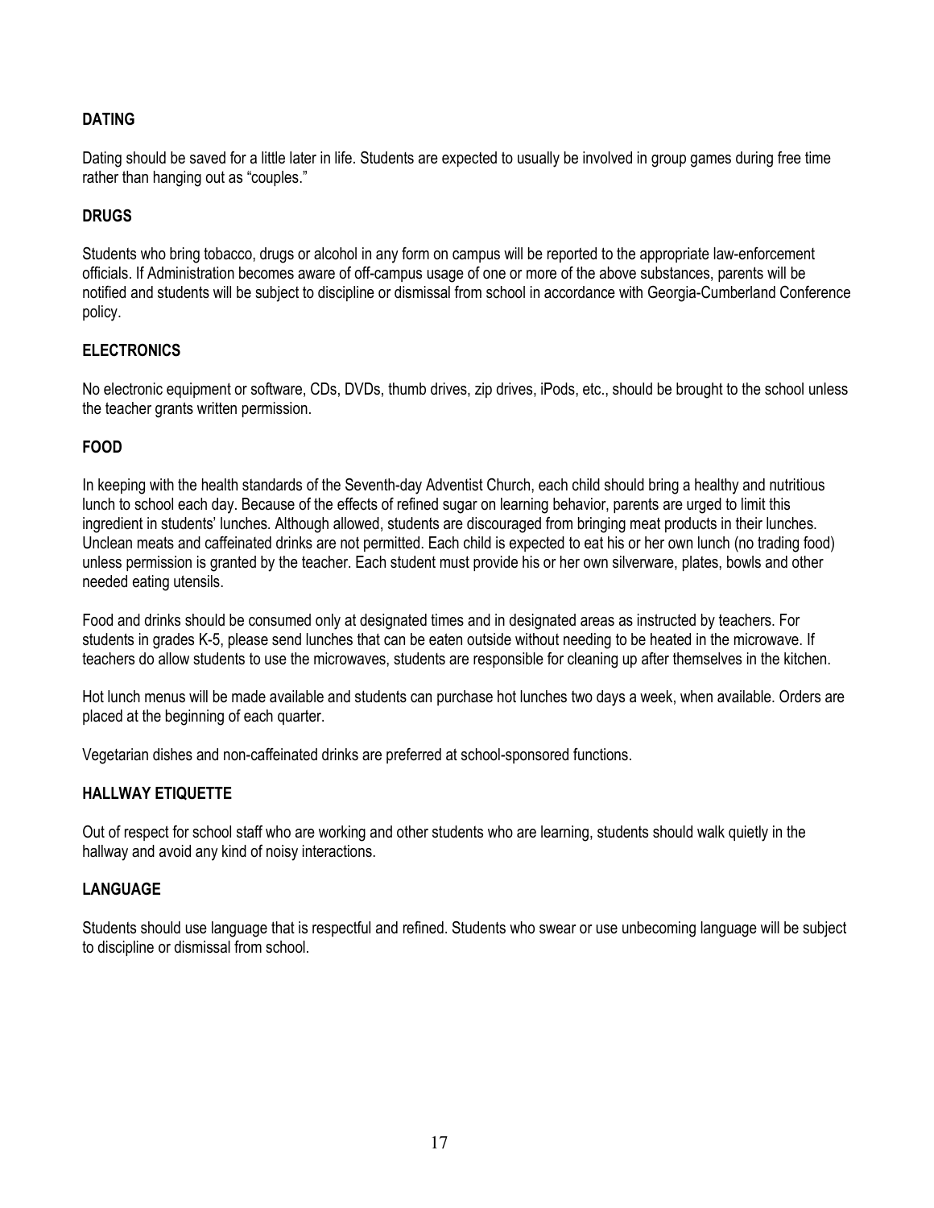**DATING**

Dating should be saved for a little later in life. Students are expected to usually be involved in group games during free time rather than hanging out as "couples."

**DRUGS**

Students who bring tobacco, drugs or alcohol in any form on campus will be reported to the appropriate law-enforcement officials. If Administration becomes aware of off-campus usage of one or more of the above substances, parents will be notified and students will be subject to discipline or dismissal from school in accordance with Georgia-Cumberland Conference policy.

**ELECTRONICS**

No electronic equipment or software, CDs, DVDs, thumb drives, zip drives, iPods, etc., should be brought to the school unless the teacher grants written permission.

**FOOD**

In keeping with the health standards of the Seventh-day Adventist Church, each child should bring a healthy and nutritious lunch to school each day. Because of the effects of refined sugar on learning behavior, parents are urged to limit this ingredient in students' lunches. Although allowed, students are discouraged from bringing meat products in their lunches. Unclean meats and caffeinated drinks are not permitted. Each child is expected to eat his or her own lunch (no trading food) unless permission is granted by the teacher. Each student must provide his or her own silverware, plates, bowls and other needed eating utensils.

Food and drinks should be consumed only at designated times and in designated areas as instructed by teachers. For students in grades K-5, please send lunches that can be eaten outside without needing to be heated in the microwave. If teachers do allow students to use the microwaves, students are responsible for cleaning up after themselves in the kitchen.

Hot lunch menus will be made available and students can purchase hot lunches two days a week, when available. Orders are placed at the beginning of each quarter.

Vegetarian dishes and non-caffeinated drinks are preferred at school-sponsored functions.

**HALLWAY ETIQUETTE**

Out of respect for school staff who are working and other students who are learning, students should walk quietly in the hallway and avoid any kind of noisy interactions.

**LANGUAGE**

Students should use language that is respectful and refined. Students who swear or use unbecoming language will be subject to discipline or dismissal from school.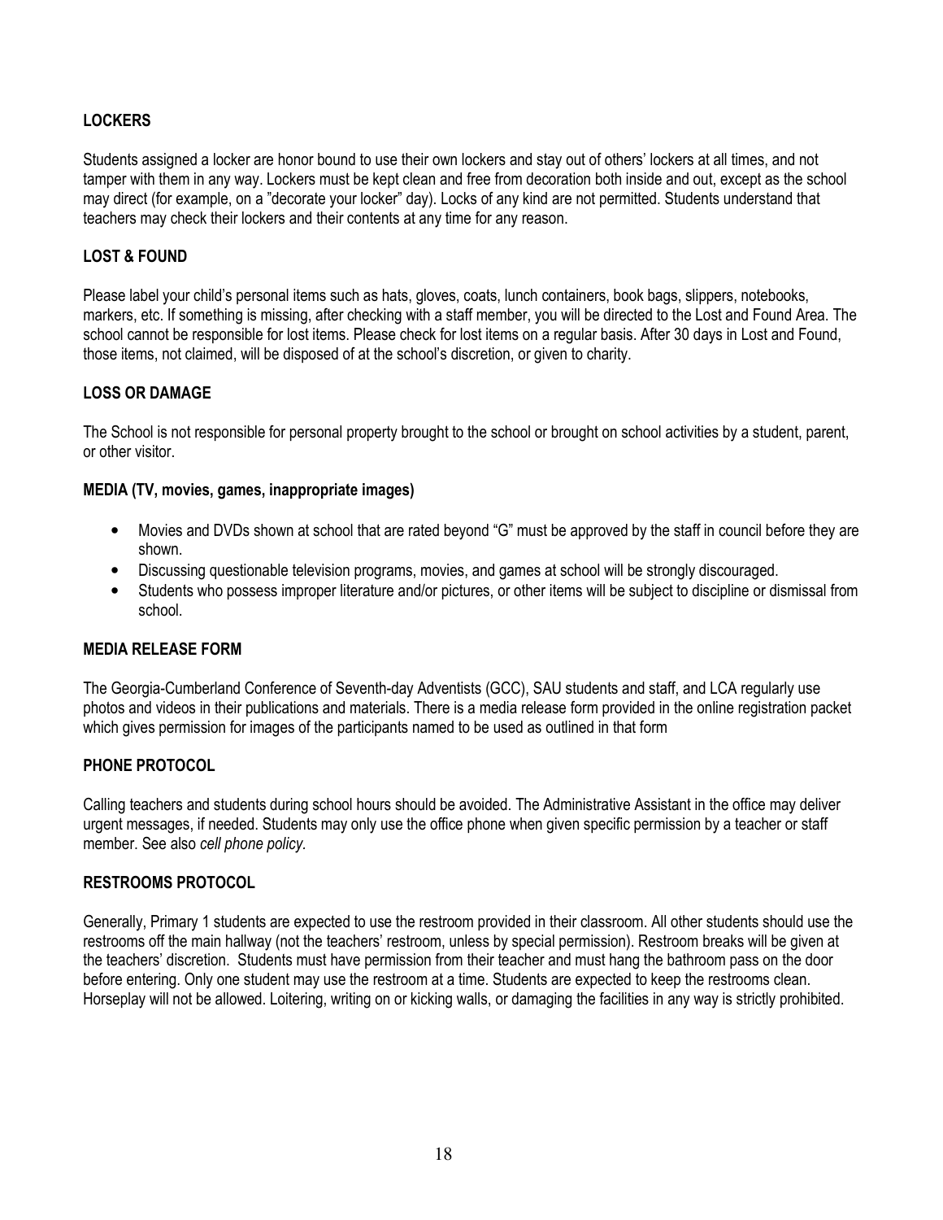**LOCKERS**

Students assigned a locker are honor bound to use their own lockers and stay out of others' lockers at all times, and not tamper with them in any way. Lockers must be kept clean and free from decoration both inside and out, except as the school may direct (for example, on a "decorate your locker" day). Locks of any kind are not permitted. Students understand that teachers may check their lockers and their contents at any time for any reason.

**LOST & FOUND**

Please label your child's personal items such as hats, gloves, coats, lunch containers, book bags, slippers, notebooks, markers, etc. If something is missing, after checking with a staff member, you will be directed to the Lost and Found Area. The school cannot be responsible for lost items. Please check for lost items on a regular basis. After 30 days in Lost and Found, those items, not claimed, will be disposed of at the school's discretion, or given to charity.

**LOSS OR DAMAGE**

The School is not responsible for personal property brought to the school or brought on school activities by a student, parent, or other visitor.

**MEDIA (TV, movies, games, inappropriate images)**

- Movies and DVDs shown at school that are rated beyond "G" must be approved by the staff in council before they are shown.
- Discussing questionable television programs, movies, and games at school will be strongly discouraged.
- Students who possess improper literature and/or pictures, or other items will be subject to discipline or dismissal from school.

**MEDIA RELEASE FORM**

The Georgia-Cumberland Conference of Seventh-day Adventists (GCC), SAU students and staff, and LCA regularly use photos and videos in their publications and materials. There is a media release form provided in the online registration packet which gives permission for images of the participants named to be used as outlined in that form

**PHONE PROTOCOL**

Calling teachers and students during school hours should be avoided. The Administrative Assistant in the office may deliver urgent messages, if needed. Students may only use the office phone when given specific permission by a teacher or staff member. See also *cell phone policy.*

**RESTROOMS PROTOCOL**

Generally, Primary 1 students are expected to use the restroom provided in their classroom. All other students should use the restrooms off the main hallway (not the teachers' restroom, unless by special permission). Restroom breaks will be given at the teachers' discretion. Students must have permission from their teacher and must hang the bathroom pass on the door before entering. Only one student may use the restroom at a time. Students are expected to keep the restrooms clean. Horseplay will not be allowed. Loitering, writing on or kicking walls, or damaging the facilities in any way is strictly prohibited.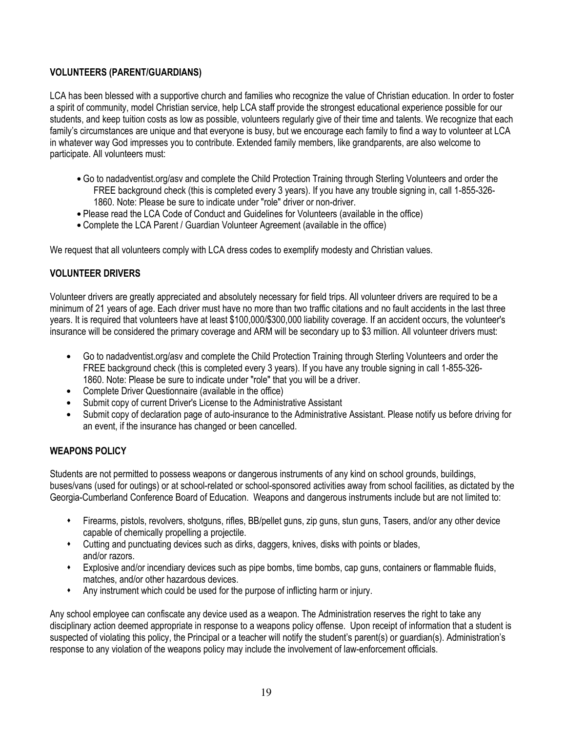## VOLUNTEERS (PARENT/GUARDIANS)

LCA has been blessed with a supportive church and families who recognize the value of Christian education. In order to foster a spirit of community, model Christian service, help LCA staff provide the strongest educational experience possible for our students, and keep tuition costs as low as possible, volunteers regularly give of their time and talents. We recognize that each family's circumstances are unique and that everyone is busy, but we encourage each family to find a way to volunteer at LCA in whatever way God impresses you to contribute. Extended family members, like grandparents, are also welcome to participate. All volunteers must:

- Go to nadadventist.org/asv and complete the Child Protection Training through Sterling Volunteers and order the FREE background check (this is completed every 3 years). If you have any trouble signing in, call 1-855-326-1860. Note: Please be sure to indicate under "role" driver or non-driver.
- Please read the LCA Code of Conduct and Guidelines for Volunteers (available in the office)
- Complete the LCA Parent / Guardian Volunteer Agreement (available in the office)

We request that all volunteers comply with LCA dress codes to exemplify modesty and Christian values.

## VOLUNTEER DRIVERS

Volunteer drivers are greatly appreciated and absolutely necessary for field trips. All volunteer drivers are required to be a minimum of 21 years of age. Each driver must have no more than two traffic citations and no fault accidents in the last three years. It is required that volunteers have at least $100,000/$300,000 liability coverage. If an accident occurs, the volunteer's insurance will be considered the primary coverage and ARM will be secondary up to $3 million. All volunteer drivers must:

- Go to nadadventist.org/asv and complete the Child Protection Training through Sterling Volunteers and order the FREE background check (this is completed every 3 years). If you have any trouble signing in call 1-855-326-1860. Note: Please be sure to indicate under "role" that you will be a driver.
- Complete Driver Questionnaire (available in the office)
- Submit copy of current Driver's License to the Administrative Assistant
- Submit copy of declaration page of auto-insurance to the Administrative Assistant. Please notify us before driving for an event, if the insurance has changed or been cancelled.

## WEAPONS POLICY

Students are not permitted to possess weapons or dangerous instruments of any kind on school grounds, buildings, buses/vans (used for outings) or at school-related or school-sponsored activities away from school facilities, as dictated by the Georgia-Cumberland Conference Board of Education. Weapons and dangerous instruments include but are not limited to:

- Firearms, pistols, revolvers, shotguns, rifles, BB/pellet guns, zip guns, stun guns, Tasers, and/or any other device capable of chemically propelling a projectile.
- Cutting and punctuating devices such as dirks, daggers, knives, disks with points or blades, and/or razors.
- Explosive and/or incendiary devices such as pipe bombs, time bombs, cap guns, containers or flammable fluids, matches, and/or other hazardous devices.
- Any instrument which could be used for the purpose of inflicting harm or injury.

Any school employee can confiscate any device used as a weapon. The Administration reserves the right to take any disciplinary action deemed appropriate in response to a weapons policy offense. Upon receipt of information that a student is suspected of violating this policy, the Principal or a teacher will notify the student's parent(s) or guardian(s). Administration's response to any violation of the weapons policy may include the involvement of law-enforcement officials.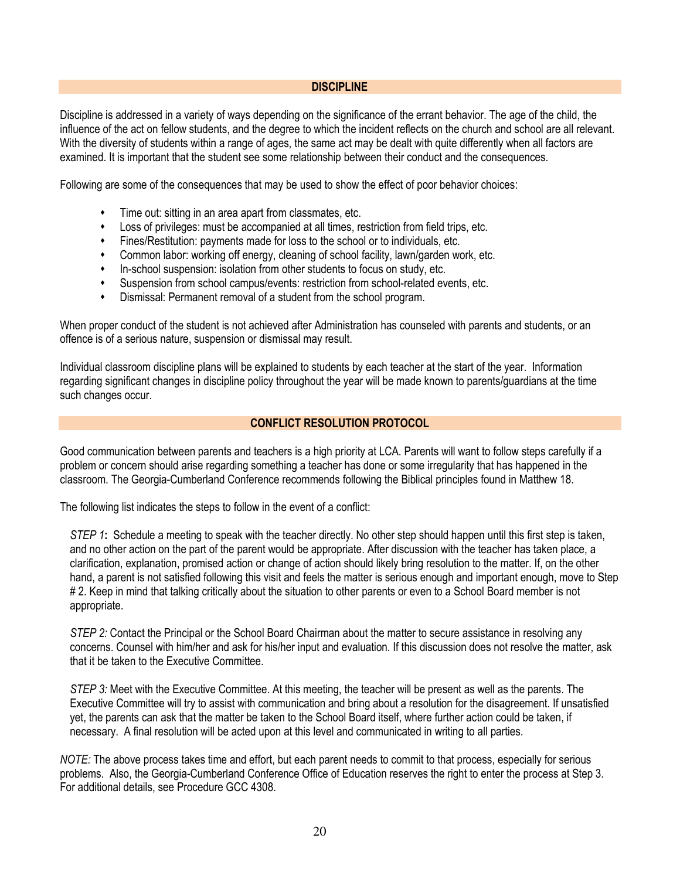## DISCIPLINE

Discipline is addressed in a variety of ways depending on the significance of the errant behavior. The age of the child, the influence of the act on fellow students, and the degree to which the incident reflects on the church and school are all relevant. With the diversity of students within a range of ages, the same act may be dealt with quite differently when all factors are examined. It is important that the student see some relationship between their conduct and the consequences.

Following are some of the consequences that may be used to show the effect of poor behavior choices:

- Time out: sitting in an area apart from classmates, etc.
- Loss of privileges: must be accompanied at all times, restriction from field trips, etc.
- Fines/Restitution: payments made for loss to the school or to individuals, etc.
- Common labor: working off energy, cleaning of school facility, lawn/garden work, etc.
- In-school suspension: isolation from other students to focus on study, etc.
- Suspension from school campus/events: restriction from school-related events, etc.
- Dismissal: Permanent removal of a student from the school program.

When proper conduct of the student is not achieved after Administration has counseled with parents and students, or an offence is of a serious nature, suspension or dismissal may result.

Individual classroom discipline plans will be explained to students by each teacher at the start of the year. Information regarding significant changes in discipline policy throughout the year will be made known to parents/guardians at the time such changes occur.

## CONFLICT RESOLUTION PROTOCOL

Good communication between parents and teachers is a high priority at LCA. Parents will want to follow steps carefully if a problem or concern should arise regarding something a teacher has done or some irregularity that has happened in the classroom. The Georgia-Cumberland Conference recommends following the Biblical principles found in Matthew 18.

The following list indicates the steps to follow in the event of a conflict:

*STEP 1*: Schedule a meeting to speak with the teacher directly. No other step should happen until this first step is taken, and no other action on the part of the parent would be appropriate. After discussion with the teacher has taken place, a clarification, explanation, promised action or change of action should likely bring resolution to the matter. If, on the other hand, a parent is not satisfied following this visit and feels the matter is serious enough and important enough, move to Step # 2. Keep in mind that talking critically about the situation to other parents or even to a School Board member is not appropriate.

*STEP 2:* Contact the Principal or the School Board Chairman about the matter to secure assistance in resolving any concerns. Counsel with him/her and ask for his/her input and evaluation. If this discussion does not resolve the matter, ask that it be taken to the Executive Committee.

*STEP 3:* Meet with the Executive Committee. At this meeting, the teacher will be present as well as the parents. The Executive Committee will try to assist with communication and bring about a resolution for the disagreement. If unsatisfied yet, the parents can ask that the matter be taken to the School Board itself, where further action could be taken, if necessary. A final resolution will be acted upon at this level and communicated in writing to all parties.

*NOTE:* The above process takes time and effort, but each parent needs to commit to that process, especially for serious problems. Also, the Georgia-Cumberland Conference Office of Education reserves the right to enter the process at Step 3. For additional details, see Procedure GCC 4308.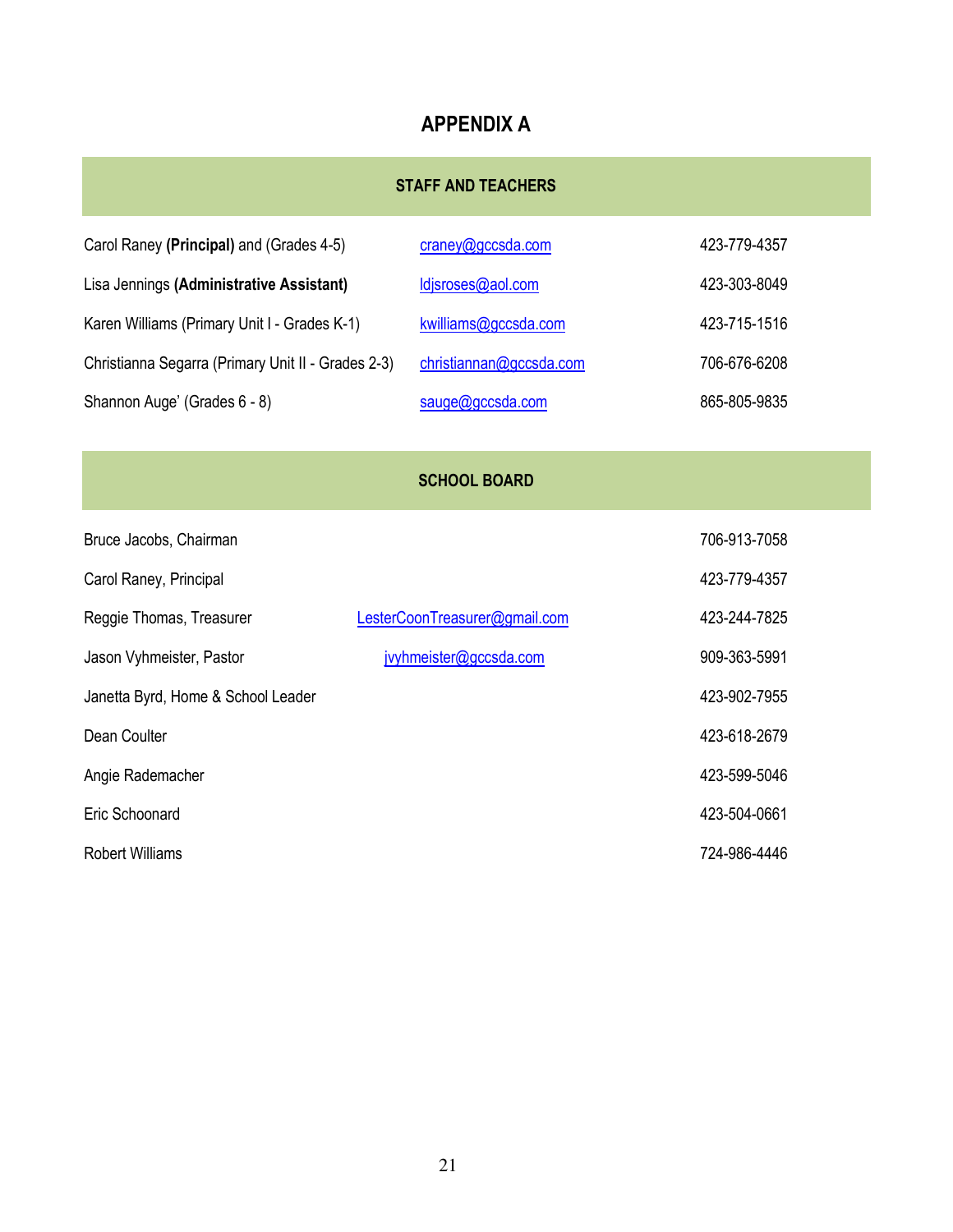# APPENDIX A

## STAFF AND TEACHERS

| Name | Email | Phone |
|---|---|---|
| Carol Raney **(Principal)** and (Grades 4-5) | craney@gccsda.com | 423-779-4357 |
| Lisa Jennings **(Administrative Assistant)** | ldjsroses@aol.com | 423-303-8049 |
| Karen Williams (Primary Unit I - Grades K-1) | kwilliams@gccsda.com | 423-715-1516 |
| Christianna Segarra (Primary Unit II - Grades 2-3) | christiannan@gccsda.com | 706-676-6208 |
| Shannon Auge' (Grades 6 - 8) | sauge@gccsda.com | 865-805-9835 |

## SCHOOL BOARD

| Name | Email | Phone |
|---|---|---|
| Bruce Jacobs, Chairman | | 706-913-7058 |
| Carol Raney, Principal | | 423-779-4357 |
| Reggie Thomas, Treasurer | LesterCoonTreasurer@gmail.com | 423-244-7825 |
| Jason Vyhmeister, Pastor | jvyhmeister@gccsda.com | 909-363-5991 |
| Janetta Byrd, Home & School Leader | | 423-902-7955 |
| Dean Coulter | | 423-618-2679 |
| Angie Rademacher | | 423-599-5046 |
| Eric Schoonard | | 423-504-0661 |
| Robert Williams | | 724-986-4446 |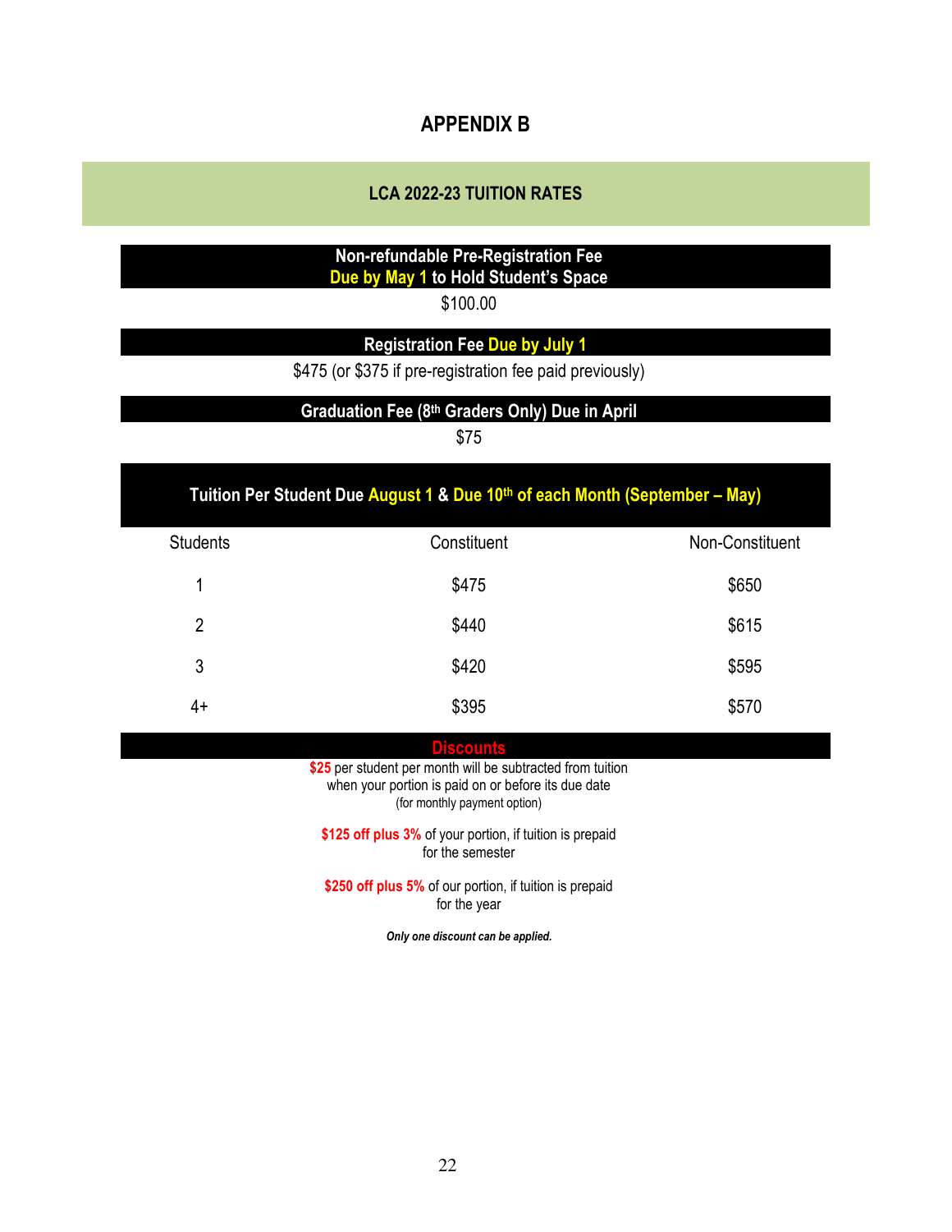# APPENDIX B

## LCA 2022-23 TUITION RATES

**Non-refundable Pre-Registration Fee**
**Due by May 1 to Hold Student's Space**

$100.00

**Registration Fee Due by July 1**

$475 (or $375 if pre-registration fee paid previously)

**Graduation Fee (8th Graders Only) Due in April**

$75

**Tuition Per Student Due August 1 & Due 10th of each Month (September – May)**

| Students | Constituent | Non-Constituent |
|---|---|---|
| 1 | $475 | $650 |
| 2 | $440 | $615 |
| 3 | $420 | $595 |
| 4+ | $395 | $570 |

**Discounts**

**$25** per student per month will be subtracted from tuition when your portion is paid on or before its due date (for monthly payment option)

**$125 off plus 3%** of your portion, if tuition is prepaid for the semester

**$250 off plus 5%** of our portion, if tuition is prepaid for the year

***Only one discount can be applied.***